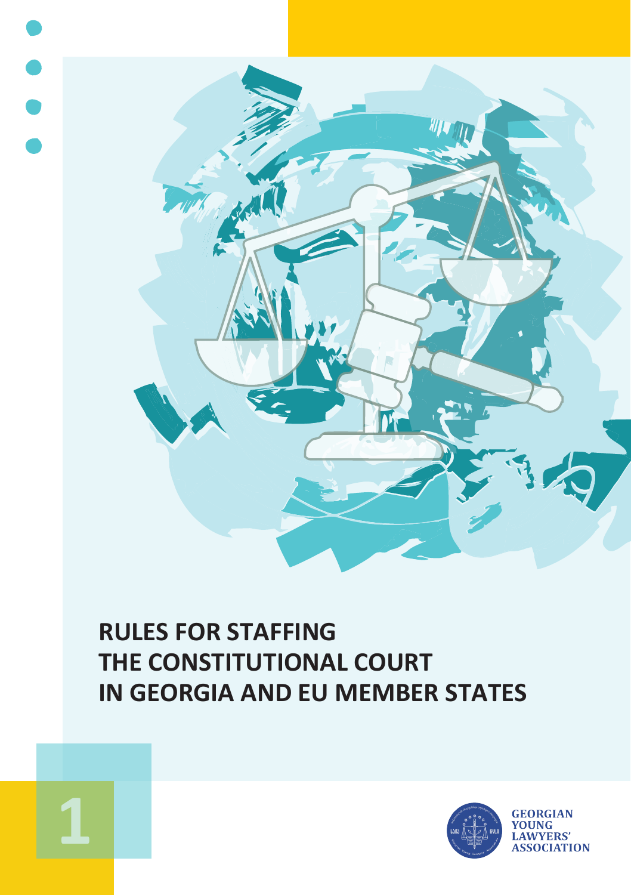# RULES FOR STAFFING THE CONSTITUTIONAL COURT IN GEORGIA AND EU MEMBER STATES

1

GEORGIAN YOUNG LAWYERS' ASSOCIATION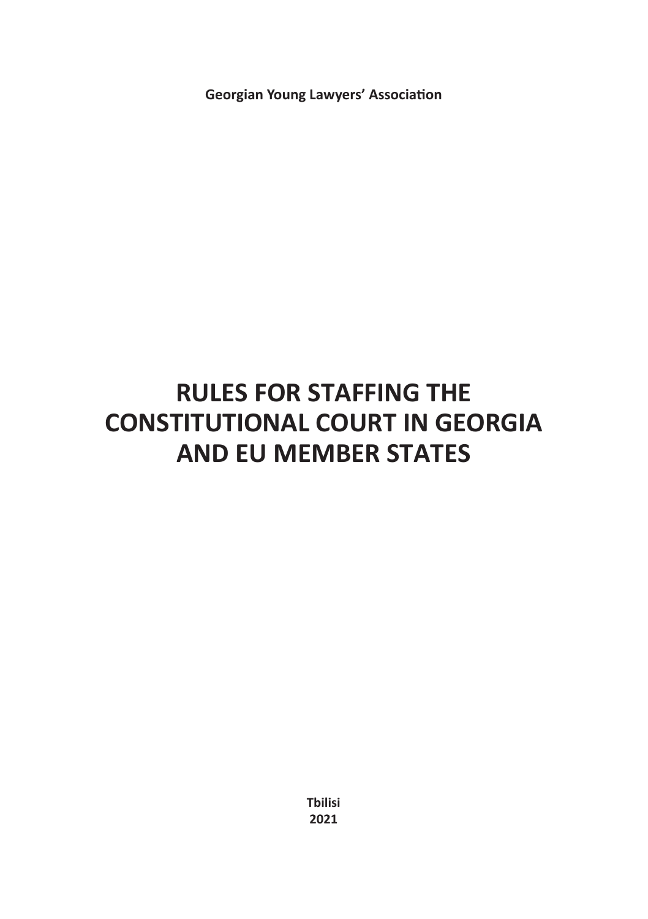**Georgian Young Lawyers' Association**

# RULES FOR STAFFING THE CONSTITUTIONAL COURT IN GEORGIA AND EU MEMBER STATES

**Tbilisi**
**2021**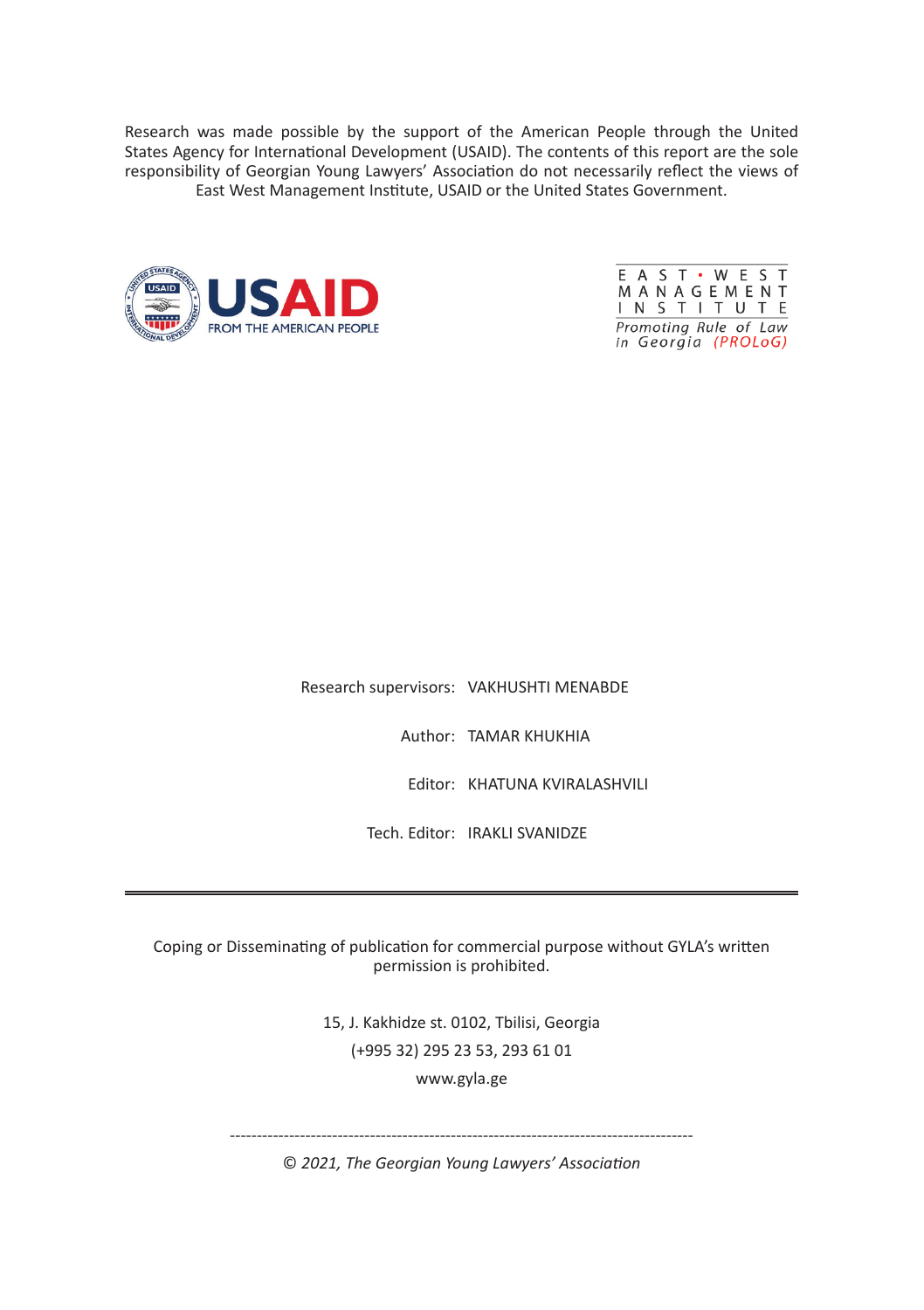Research was made possible by the support of the American People through the United States Agency for International Development (USAID). The contents of this report are the sole responsibility of Georgian Young Lawyers' Association do not necessarily reflect the views of East West Management Institute, USAID or the United States Government.

USAID
FROM THE AMERICAN PEOPLE

EAST • WEST
MANAGEMENT
INSTITUTE
*Promoting Rule of Law in Georgia (PROLoG)*

Research supervisors: VAKHUSHTI MENABDE

Author: TAMAR KHUKHIA

Editor: KHATUNA KVIRALASHVILI

Tech. Editor: IRAKLI SVANIDZE

---

Coping or Disseminating of publication for commercial purpose without GYLA's written permission is prohibited.

15, J. Kakhidze st. 0102, Tbilisi, Georgia
(+995 32) 295 23 53, 293 61 01
www.gyla.ge

---

*© 2021, The Georgian Young Lawyers' Association*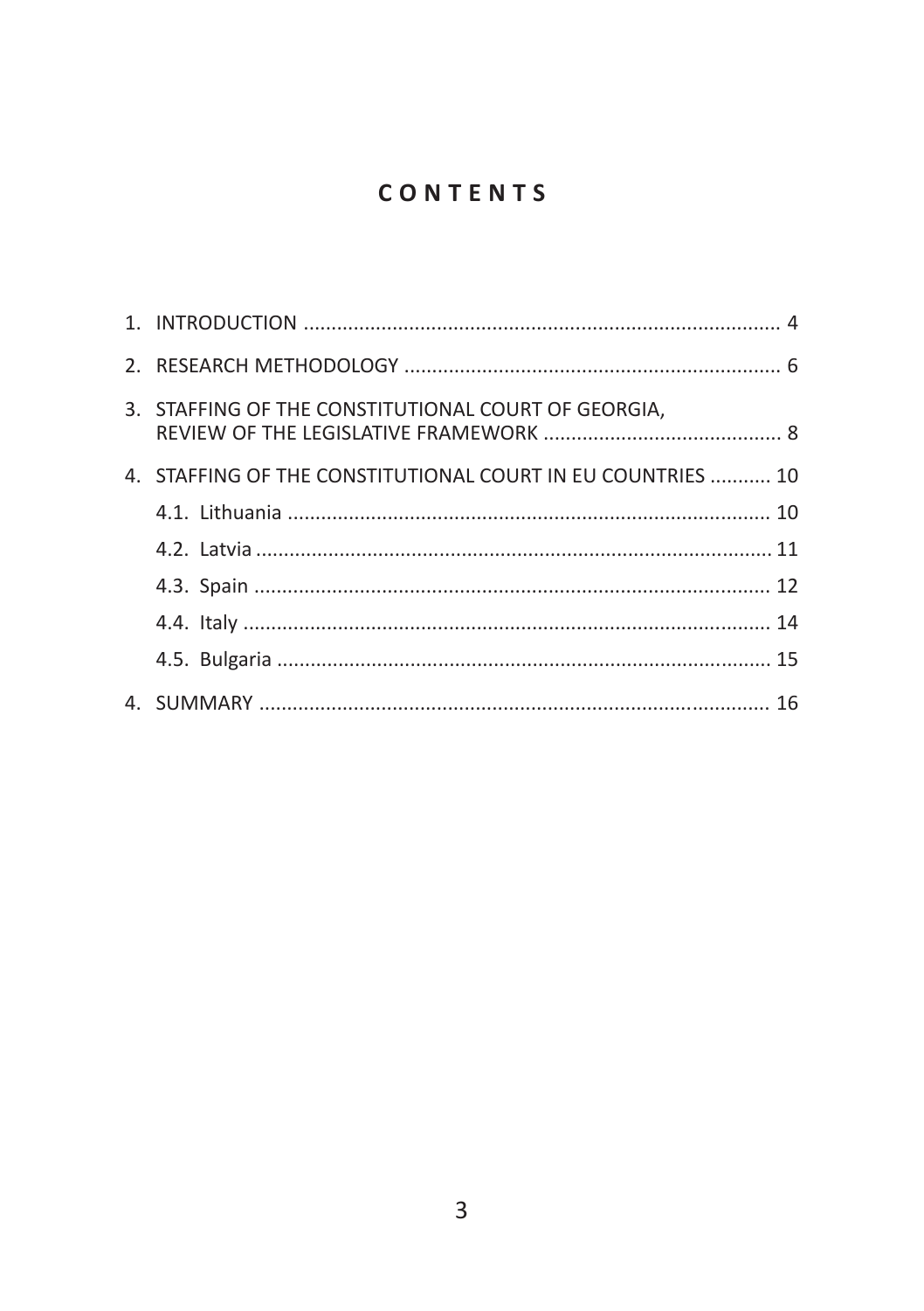# CONTENTS

1. INTRODUCTION .................................................................................... 4
2. RESEARCH METHODOLOGY .................................................................. 6
3. STAFFING OF THE CONSTITUTIONAL COURT OF GEORGIA, REVIEW OF THE LEGISLATIVE FRAMEWORK .......................................... 8
4. STAFFING OF THE CONSTITUTIONAL COURT IN EU COUNTRIES ........... 10
   - 4.1. Lithuania ..................................................................................... 10
   - 4.2. Latvia ........................................................................................... 11
   - 4.3. Spain ........................................................................................... 12
   - 4.4. Italy ............................................................................................. 14
   - 4.5. Bulgaria ....................................................................................... 15
4. SUMMARY .......................................................................................... 16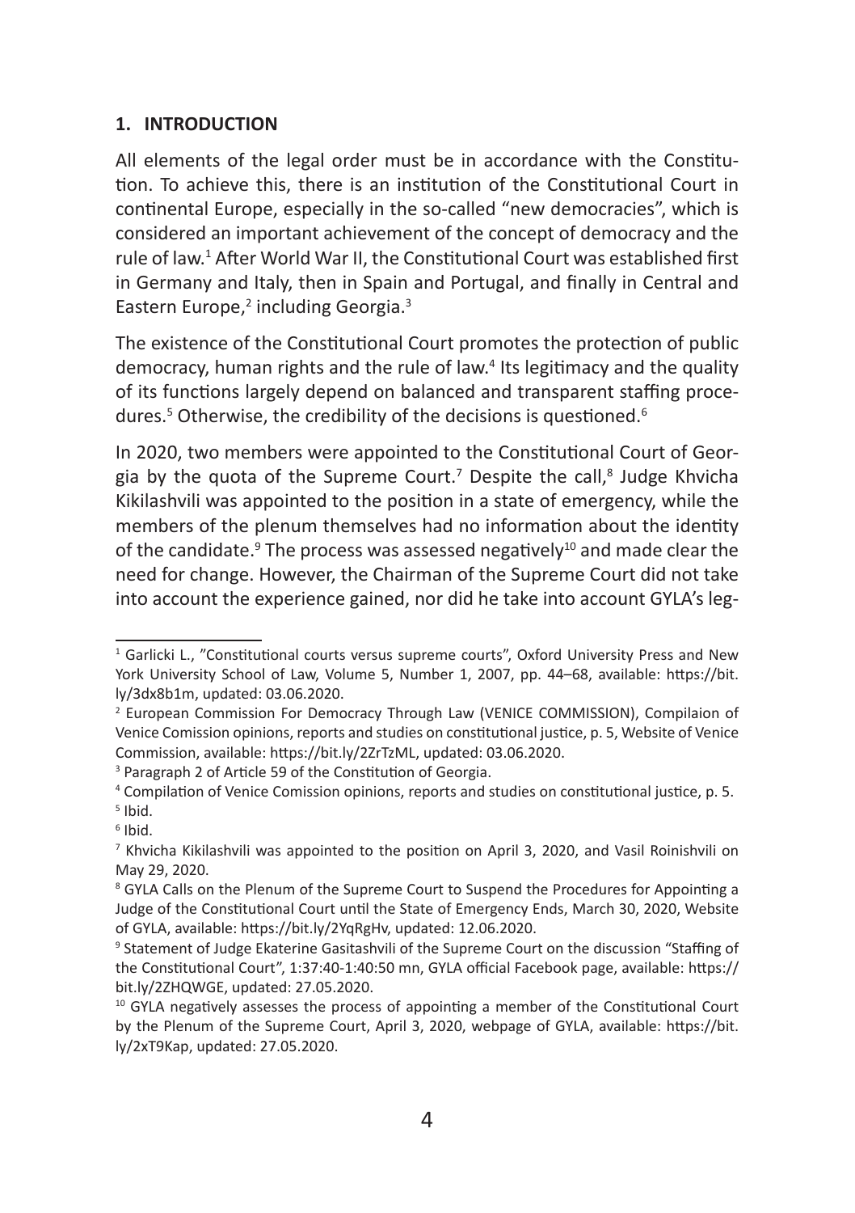## 1. INTRODUCTION

All elements of the legal order must be in accordance with the Constitution. To achieve this, there is an institution of the Constitutional Court in continental Europe, especially in the so-called "new democracies", which is considered an important achievement of the concept of democracy and the rule of law.[1] After World War II, the Constitutional Court was established first in Germany and Italy, then in Spain and Portugal, and finally in Central and Eastern Europe,[2] including Georgia.[3]

The existence of the Constitutional Court promotes the protection of public democracy, human rights and the rule of law.[4] Its legitimacy and the quality of its functions largely depend on balanced and transparent staffing procedures.[5] Otherwise, the credibility of the decisions is questioned.[6]

In 2020, two members were appointed to the Constitutional Court of Georgia by the quota of the Supreme Court.[7] Despite the call,[8] Judge Khvicha Kikilashvili was appointed to the position in a state of emergency, while the members of the plenum themselves had no information about the identity of the candidate.[9] The process was assessed negatively[10] and made clear the need for change. However, the Chairman of the Supreme Court did not take into account the experience gained, nor did he take into account GYLA's leg-

---

[1] Garlicki L., "Constitutional courts versus supreme courts", Oxford University Press and New York University School of Law, Volume 5, Number 1, 2007, pp. 44–68, available: https://bit.ly/3dx8b1m, updated: 03.06.2020.

[2] European Commission For Democracy Through Law (VENICE COMMISSION), Compilaion of Venice Comission opinions, reports and studies on constitutional justice, p. 5, Website of Venice Commission, available: https://bit.ly/2ZrTzML, updated: 03.06.2020.

[3] Paragraph 2 of Article 59 of the Constitution of Georgia.

[4] Compilation of Venice Comission opinions, reports and studies on constitutional justice, p. 5.

[5] Ibid.

[6] Ibid.

[7] Khvicha Kikilashvili was appointed to the position on April 3, 2020, and Vasil Roinishvili on May 29, 2020.

[8] GYLA Calls on the Plenum of the Supreme Court to Suspend the Procedures for Appointing a Judge of the Constitutional Court until the State of Emergency Ends, March 30, 2020, Website of GYLA, available: https://bit.ly/2YqRgHv, updated: 12.06.2020.

[9] Statement of Judge Ekaterine Gasitashvili of the Supreme Court on the discussion "Staffing of the Constitutional Court", 1:37:40-1:40:50 mn, GYLA official Facebook page, available: https://bit.ly/2ZHQWGE, updated: 27.05.2020.

[10] GYLA negatively assesses the process of appointing a member of the Constitutional Court by the Plenum of the Supreme Court, April 3, 2020, webpage of GYLA, available: https://bit.ly/2xT9Kap, updated: 27.05.2020.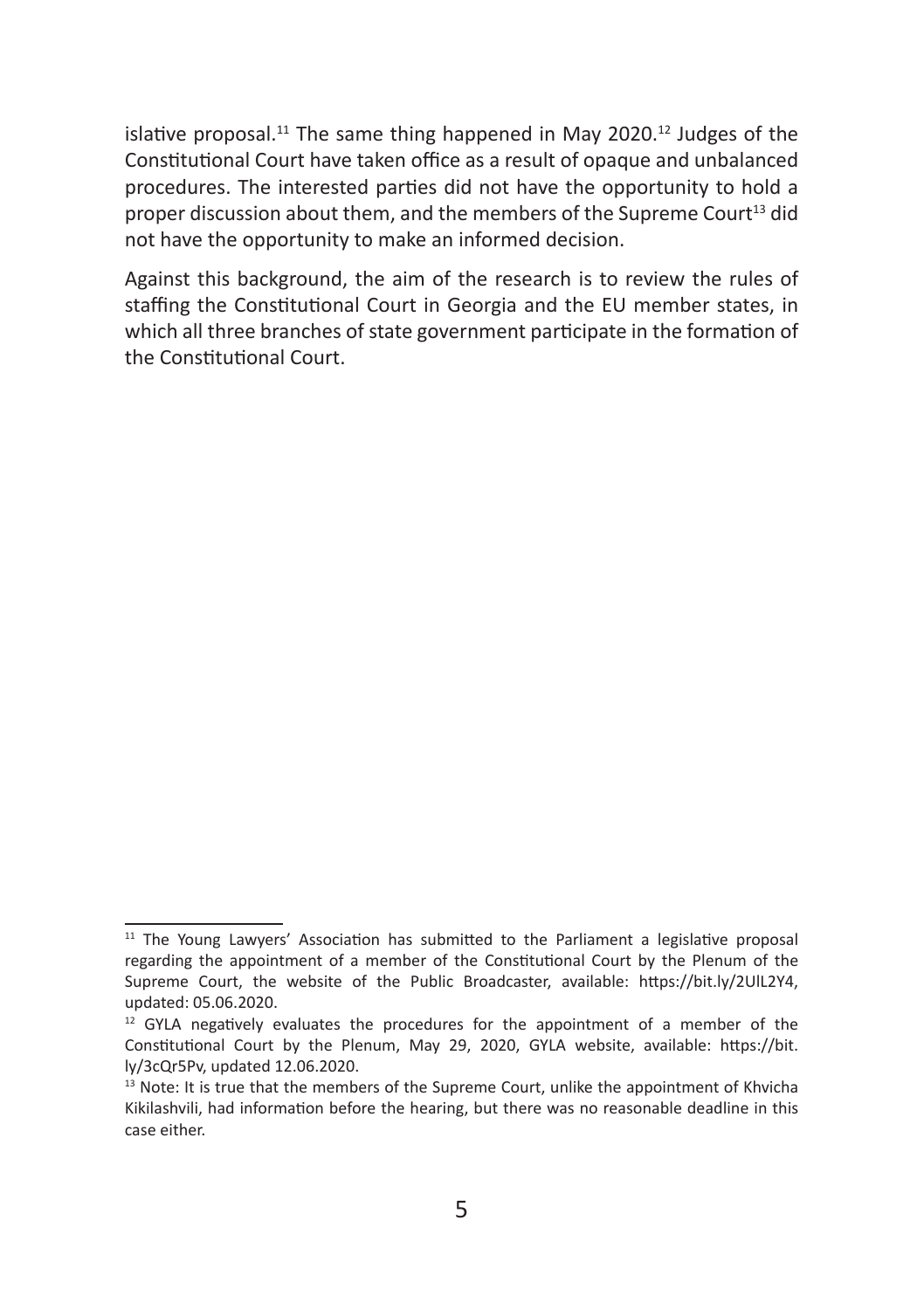islative proposal.[11] The same thing happened in May 2020.[12] Judges of the Constitutional Court have taken office as a result of opaque and unbalanced procedures. The interested parties did not have the opportunity to hold a proper discussion about them, and the members of the Supreme Court[13] did not have the opportunity to make an informed decision.

Against this background, the aim of the research is to review the rules of staffing the Constitutional Court in Georgia and the EU member states, in which all three branches of state government participate in the formation of the Constitutional Court.

---

[11] The Young Lawyers' Association has submitted to the Parliament a legislative proposal regarding the appointment of a member of the Constitutional Court by the Plenum of the Supreme Court, the website of the Public Broadcaster, available: https://bit.ly/2UlL2Y4, updated: 05.06.2020.

[12] GYLA negatively evaluates the procedures for the appointment of a member of the Constitutional Court by the Plenum, May 29, 2020, GYLA website, available: https://bit.ly/3cQr5Pv, updated 12.06.2020.

[13] Note: It is true that the members of the Supreme Court, unlike the appointment of Khvicha Kikilashvili, had information before the hearing, but there was no reasonable deadline in this case either.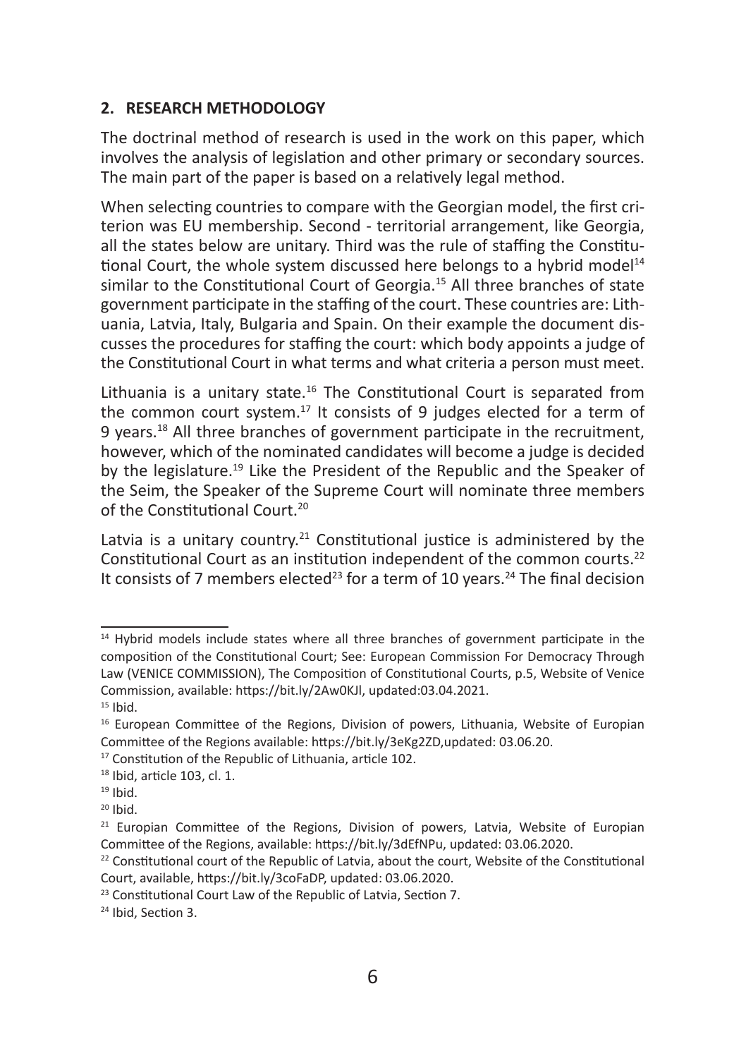## 2. RESEARCH METHODOLOGY

The doctrinal method of research is used in the work on this paper, which involves the analysis of legislation and other primary or secondary sources. The main part of the paper is based on a relatively legal method.

When selecting countries to compare with the Georgian model, the first criterion was EU membership. Second - territorial arrangement, like Georgia, all the states below are unitary. Third was the rule of staffing the Constitutional Court, the whole system discussed here belongs to a hybrid model[14] similar to the Constitutional Court of Georgia.[15] All three branches of state government participate in the staffing of the court. These countries are: Lithuania, Latvia, Italy, Bulgaria and Spain. On their example the document discusses the procedures for staffing the court: which body appoints a judge of the Constitutional Court in what terms and what criteria a person must meet.

Lithuania is a unitary state.[16] The Constitutional Court is separated from the common court system.[17] It consists of 9 judges elected for a term of 9 years.[18] All three branches of government participate in the recruitment, however, which of the nominated candidates will become a judge is decided by the legislature.[19] Like the President of the Republic and the Speaker of the Seim, the Speaker of the Supreme Court will nominate three members of the Constitutional Court.[20]

Latvia is a unitary country.[21] Constitutional justice is administered by the Constitutional Court as an institution independent of the common courts.[22] It consists of 7 members elected[23] for a term of 10 years.[24] The final decision

---

[14] Hybrid models include states where all three branches of government participate in the composition of the Constitutional Court; See: European Commission For Democracy Through Law (VENICE COMMISSION), The Composition of Constitutional Courts, p.5, Website of Venice Commission, available: https://bit.ly/2Aw0KJl, updated:03.04.2021.

[15] Ibid.

[16] European Committee of the Regions, Division of powers, Lithuania, Website of Europian Committee of the Regions available: https://bit.ly/3eKg2ZD,updated: 03.06.20.

[17] Constitution of the Republic of Lithuania, article 102.

[18] Ibid, article 103, cl. 1.

[19] Ibid.

[20] Ibid.

[21] Europian Committee of the Regions, Division of powers, Latvia, Website of Europian Committee of the Regions, available: https://bit.ly/3dEfNPu, updated: 03.06.2020.

[22] Constitutional court of the Republic of Latvia, about the court, Website of the Constitutional Court, available, https://bit.ly/3coFaDP, updated: 03.06.2020.

[23] Constitutional Court Law of the Republic of Latvia, Section 7.

[24] Ibid, Section 3.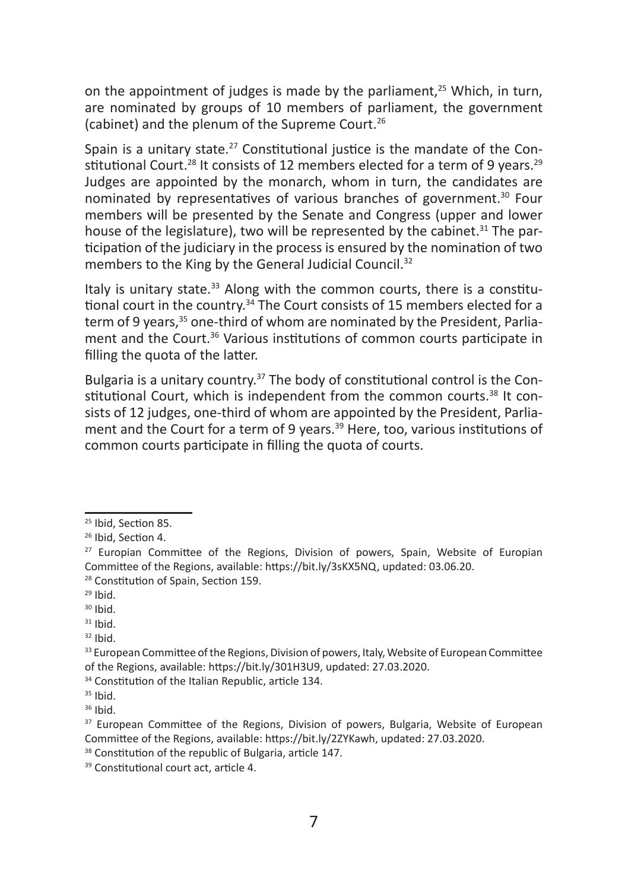on the appointment of judges is made by the parliament,[25] Which, in turn, are nominated by groups of 10 members of parliament, the government (cabinet) and the plenum of the Supreme Court.[26]

Spain is a unitary state.[27] Constitutional justice is the mandate of the Constitutional Court.[28] It consists of 12 members elected for a term of 9 years.[29] Judges are appointed by the monarch, whom in turn, the candidates are nominated by representatives of various branches of government.[30] Four members will be presented by the Senate and Congress (upper and lower house of the legislature), two will be represented by the cabinet.[31] The participation of the judiciary in the process is ensured by the nomination of two members to the King by the General Judicial Council.[32]

Italy is unitary state.[33] Along with the common courts, there is a constitutional court in the country.[34] The Court consists of 15 members elected for a term of 9 years,[35] one-third of whom are nominated by the President, Parliament and the Court.[36] Various institutions of common courts participate in filling the quota of the latter.

Bulgaria is a unitary country.[37] The body of constitutional control is the Constitutional Court, which is independent from the common courts.[38] It consists of 12 judges, one-third of whom are appointed by the President, Parliament and the Court for a term of 9 years.[39] Here, too, various institutions of common courts participate in filling the quota of courts.

---

[25] Ibid, Section 85.

[26] Ibid, Section 4.

[27] Europian Committee of the Regions, Division of powers, Spain, Website of Europian Committee of the Regions, available: https://bit.ly/3sKX5NQ, updated: 03.06.20.

[28] Constitution of Spain, Section 159.

[29] Ibid.

[30] Ibid.

[31] Ibid.

[32] Ibid.

[33] European Committee of the Regions, Division of powers, Italy, Website of European Committee of the Regions, available: https://bit.ly/301H3U9, updated: 27.03.2020.

[34] Constitution of the Italian Republic, article 134.

[35] Ibid.

[36] Ibid.

[37] European Committee of the Regions, Division of powers, Bulgaria, Website of European Committee of the Regions, available: https://bit.ly/2ZYKawh, updated: 27.03.2020.

[38] Constitution of the republic of Bulgaria, article 147.

[39] Constitutional court act, article 4.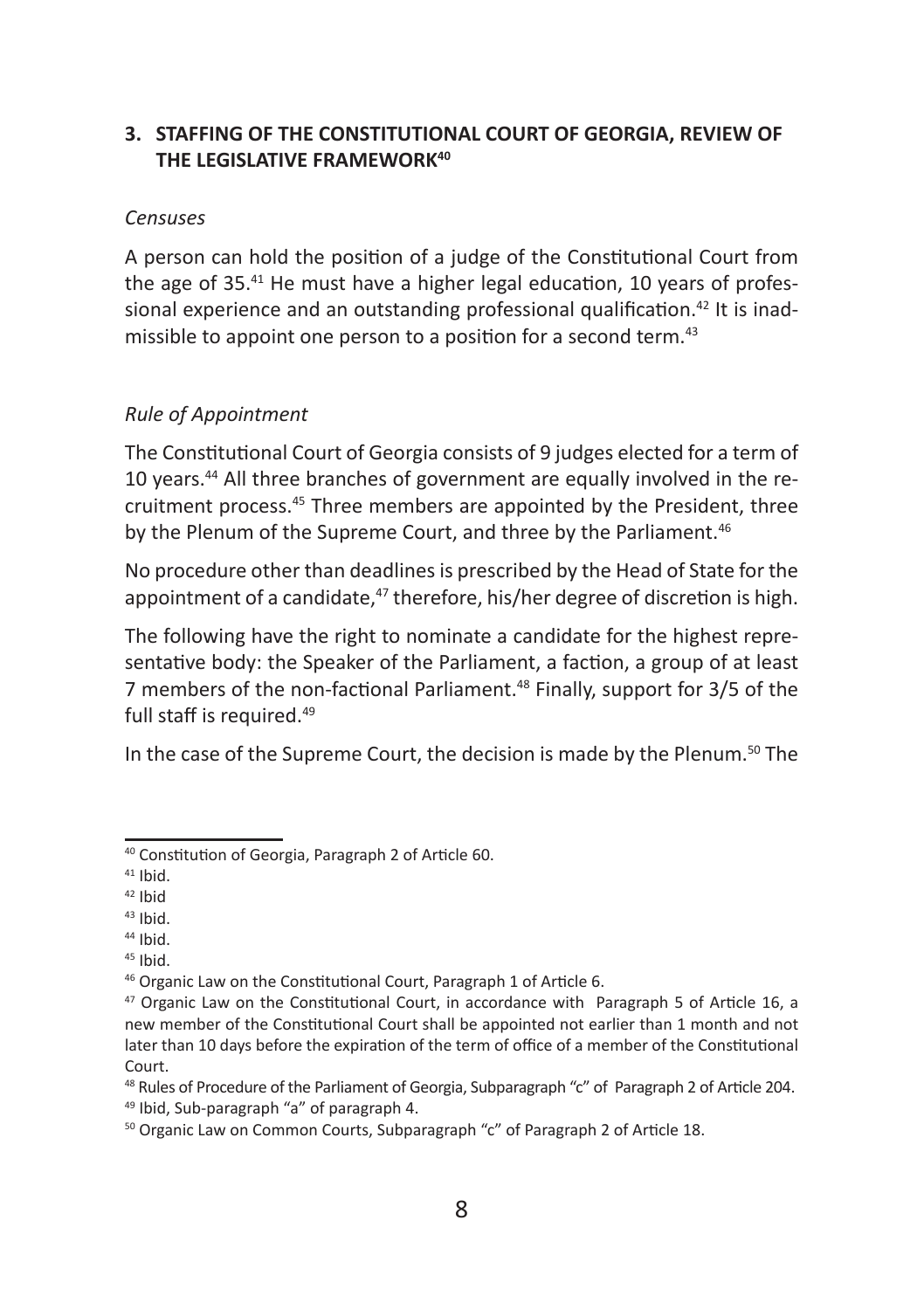## 3. STAFFING OF THE CONSTITUTIONAL COURT OF GEORGIA, REVIEW OF THE LEGISLATIVE FRAMEWORK[40]

### *Censuses*

A person can hold the position of a judge of the Constitutional Court from the age of 35.[41] He must have a higher legal education, 10 years of professional experience and an outstanding professional qualification.[42] It is inadmissible to appoint one person to a position for a second term.[43]

### *Rule of Appointment*

The Constitutional Court of Georgia consists of 9 judges elected for a term of 10 years.[44] All three branches of government are equally involved in the recruitment process.[45] Three members are appointed by the President, three by the Plenum of the Supreme Court, and three by the Parliament.[46]

No procedure other than deadlines is prescribed by the Head of State for the appointment of a candidate,[47] therefore, his/her degree of discretion is high.

The following have the right to nominate a candidate for the highest representative body: the Speaker of the Parliament, a faction, a group of at least 7 members of the non-factional Parliament.[48] Finally, support for 3/5 of the full staff is required.[49]

In the case of the Supreme Court, the decision is made by the Plenum.[50] The

---

[40] Constitution of Georgia, Paragraph 2 of Article 60.

[41] Ibid.

[42] Ibid

[43] Ibid.

[44] Ibid.

[45] Ibid.

[46] Organic Law on the Constitutional Court, Paragraph 1 of Article 6.

[47] Organic Law on the Constitutional Court, in accordance with Paragraph 5 of Article 16, a new member of the Constitutional Court shall be appointed not earlier than 1 month and not later than 10 days before the expiration of the term of office of a member of the Constitutional Court.

[48] Rules of Procedure of the Parliament of Georgia, Subparagraph "c" of Paragraph 2 of Article 204.

[49] Ibid, Sub-paragraph "a" of paragraph 4.

[50] Organic Law on Common Courts, Subparagraph "c" of Paragraph 2 of Article 18.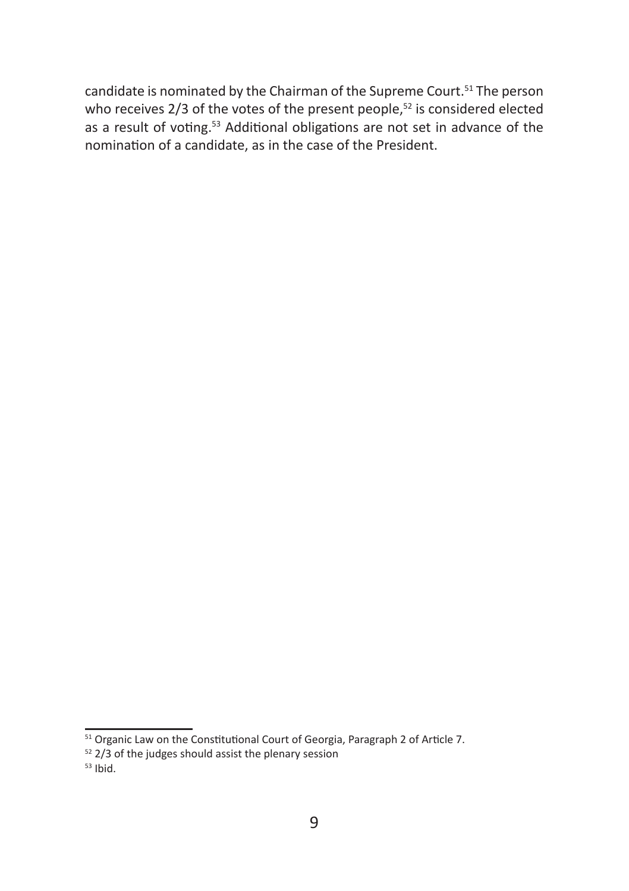candidate is nominated by the Chairman of the Supreme Court.[51] The person who receives 2/3 of the votes of the present people,[52] is considered elected as a result of voting.[53] Additional obligations are not set in advance of the nomination of a candidate, as in the case of the President.

---

[51] Organic Law on the Constitutional Court of Georgia, Paragraph 2 of Article 7.

[52] 2/3 of the judges should assist the plenary session

[53] Ibid.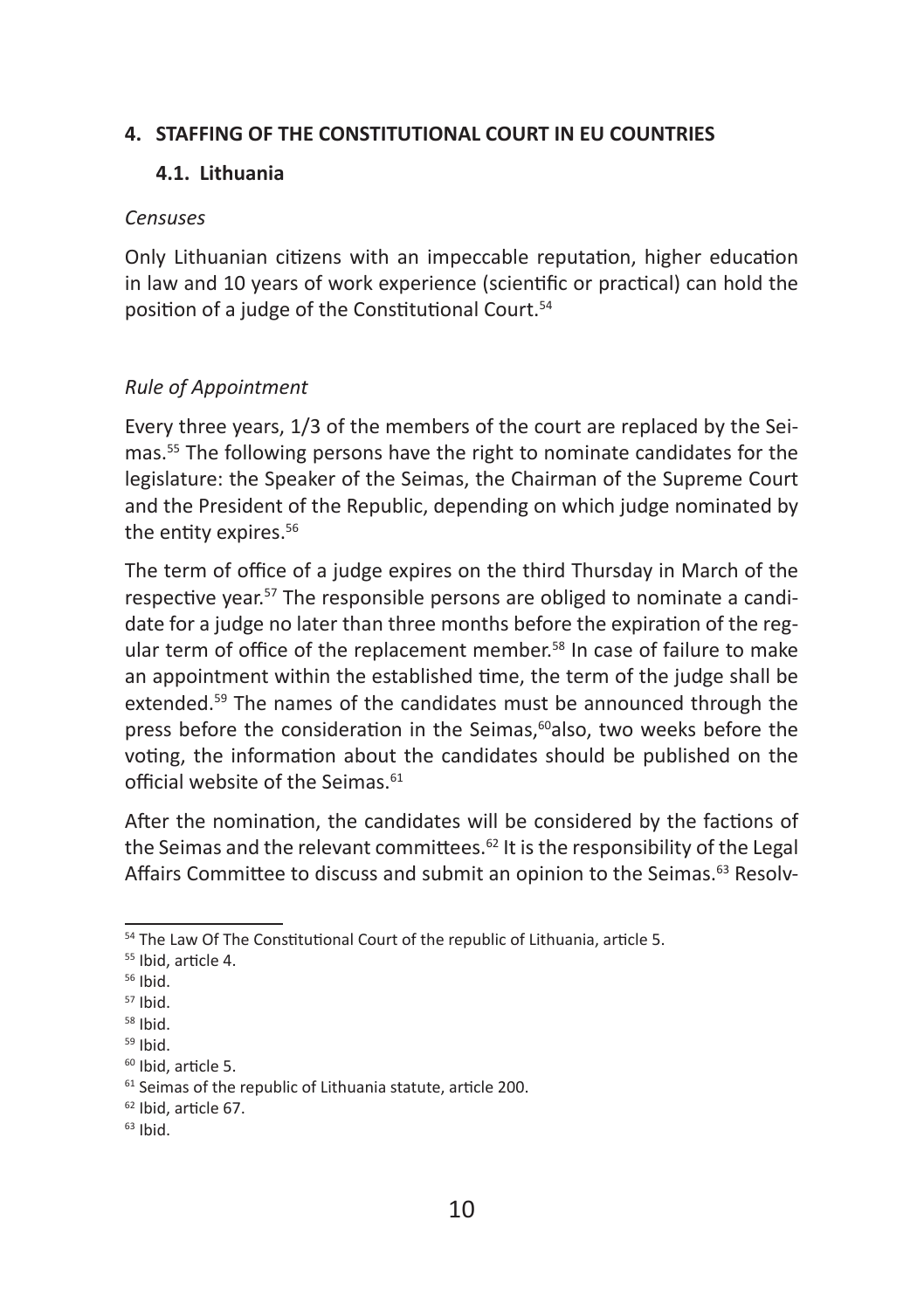## 4. STAFFING OF THE CONSTITUTIONAL COURT IN EU COUNTRIES

### 4.1. Lithuania

*Censuses*

Only Lithuanian citizens with an impeccable reputation, higher education in law and 10 years of work experience (scientific or practical) can hold the position of a judge of the Constitutional Court.[54]

*Rule of Appointment*

Every three years, 1/3 of the members of the court are replaced by the Seimas.[55] The following persons have the right to nominate candidates for the legislature: the Speaker of the Seimas, the Chairman of the Supreme Court and the President of the Republic, depending on which judge nominated by the entity expires.[56]

The term of office of a judge expires on the third Thursday in March of the respective year.[57] The responsible persons are obliged to nominate a candidate for a judge no later than three months before the expiration of the regular term of office of the replacement member.[58] In case of failure to make an appointment within the established time, the term of the judge shall be extended.[59] The names of the candidates must be announced through the press before the consideration in the Seimas,[60]also, two weeks before the voting, the information about the candidates should be published on the official website of the Seimas.[61]

After the nomination, the candidates will be considered by the factions of the Seimas and the relevant committees.[62] It is the responsibility of the Legal Affairs Committee to discuss and submit an opinion to the Seimas.[63] Resolv-

---

[54] The Law Of The Constitutional Court of the republic of Lithuania, article 5.

[55] Ibid, article 4.

[56] Ibid.

[57] Ibid.

[58] Ibid.

[59] Ibid.

[60] Ibid, article 5.

[61] Seimas of the republic of Lithuania statute, article 200.

[62] Ibid, article 67.

[63] Ibid.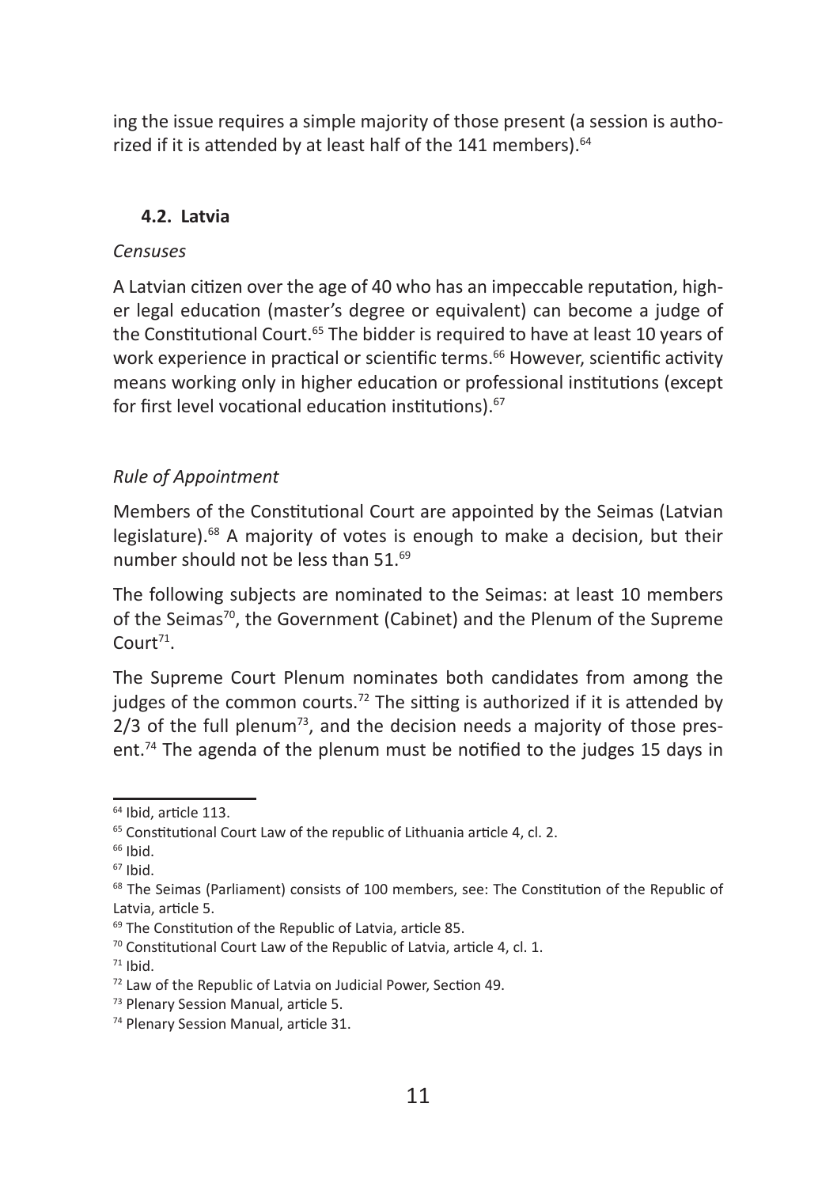ing the issue requires a simple majority of those present (a session is authorized if it is attended by at least half of the 141 members).[64]

### 4.2. Latvia

*Censuses*

A Latvian citizen over the age of 40 who has an impeccable reputation, higher legal education (master's degree or equivalent) can become a judge of the Constitutional Court.[65] The bidder is required to have at least 10 years of work experience in practical or scientific terms.[66] However, scientific activity means working only in higher education or professional institutions (except for first level vocational education institutions).[67]

*Rule of Appointment*

Members of the Constitutional Court are appointed by the Seimas (Latvian legislature).[68] A majority of votes is enough to make a decision, but their number should not be less than 51.[69]

The following subjects are nominated to the Seimas: at least 10 members of the Seimas[70], the Government (Cabinet) and the Plenum of the Supreme Court[71].

The Supreme Court Plenum nominates both candidates from among the judges of the common courts.[72] The sitting is authorized if it is attended by 2/3 of the full plenum[73], and the decision needs a majority of those present.[74] The agenda of the plenum must be notified to the judges 15 days in

---

[64] Ibid, article 113.

[65] Constitutional Court Law of the republic of Lithuania article 4, cl. 2.

[66] Ibid.

[67] Ibid.

[68] The Seimas (Parliament) consists of 100 members, see: The Constitution of the Republic of Latvia, article 5.

[69] The Constitution of the Republic of Latvia, article 85.

[70] Constitutional Court Law of the Republic of Latvia, article 4, cl. 1.

[71] Ibid.

[72] Law of the Republic of Latvia on Judicial Power, Section 49.

[73] Plenary Session Manual, article 5.

[74] Plenary Session Manual, article 31.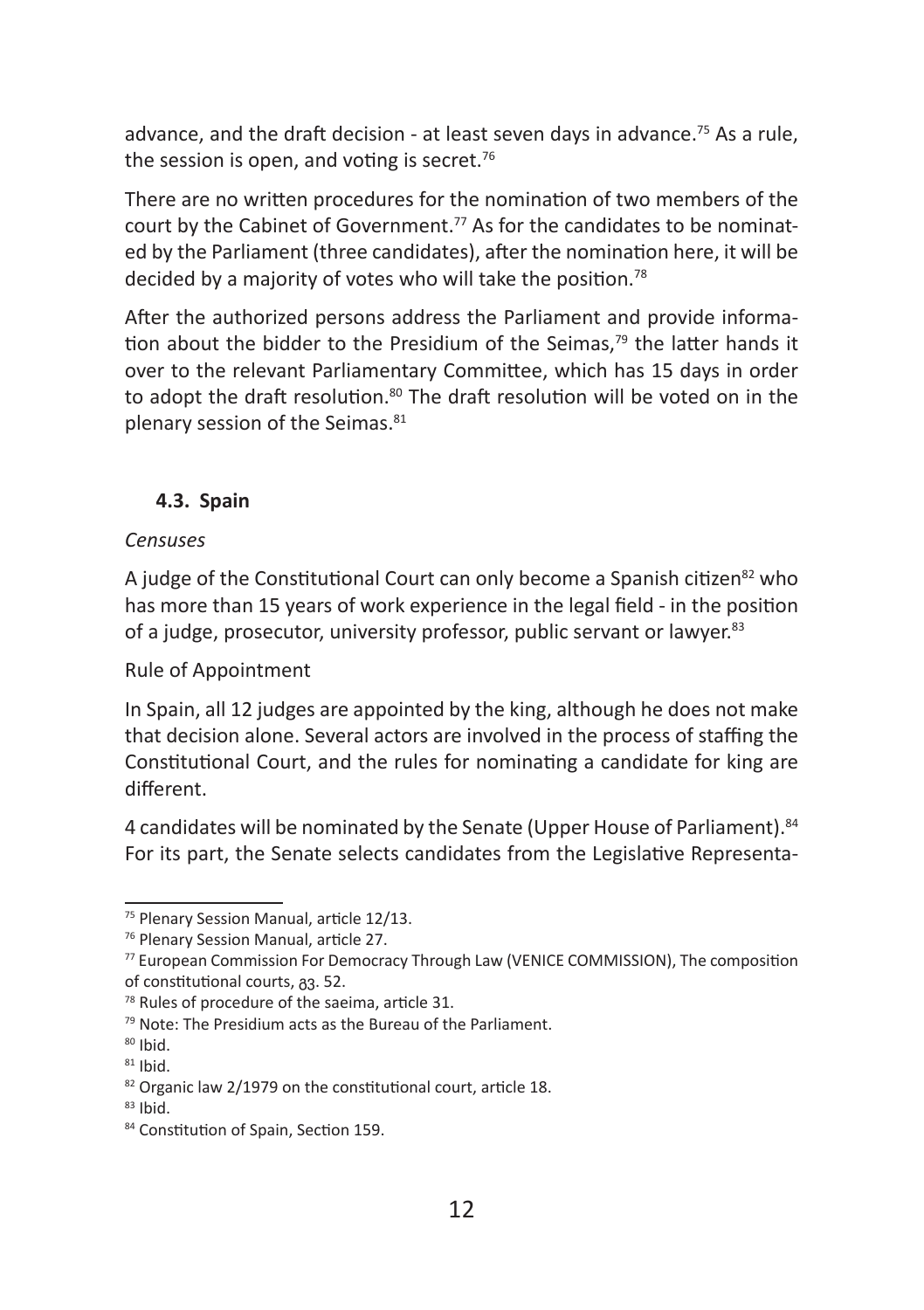advance, and the draft decision - at least seven days in advance.[75] As a rule, the session is open, and voting is secret.[76]

There are no written procedures for the nomination of two members of the court by the Cabinet of Government.[77] As for the candidates to be nominated by the Parliament (three candidates), after the nomination here, it will be decided by a majority of votes who will take the position.[78]

After the authorized persons address the Parliament and provide information about the bidder to the Presidium of the Seimas,[79] the latter hands it over to the relevant Parliamentary Committee, which has 15 days in order to adopt the draft resolution.[80] The draft resolution will be voted on in the plenary session of the Seimas.[81]

### 4.3. Spain

*Censuses*

A judge of the Constitutional Court can only become a Spanish citizen[82] who has more than 15 years of work experience in the legal field - in the position of a judge, prosecutor, university professor, public servant or lawyer.[83]

Rule of Appointment

In Spain, all 12 judges are appointed by the king, although he does not make that decision alone. Several actors are involved in the process of staffing the Constitutional Court, and the rules for nominating a candidate for king are different.

4 candidates will be nominated by the Senate (Upper House of Parliament).[84] For its part, the Senate selects candidates from the Legislative Representa-

---

[75] Plenary Session Manual, article 12/13.

[76] Plenary Session Manual, article 27.

[77] European Commission For Democracy Through Law (VENICE COMMISSION), The composition of constitutional courts, გვ. 52.

[78] Rules of procedure of the saeima, article 31.

[79] Note: The Presidium acts as the Bureau of the Parliament.

[80] Ibid.

[81] Ibid.

[82] Organic law 2/1979 on the constitutional court, article 18.

[83] Ibid.

[84] Constitution of Spain, Section 159.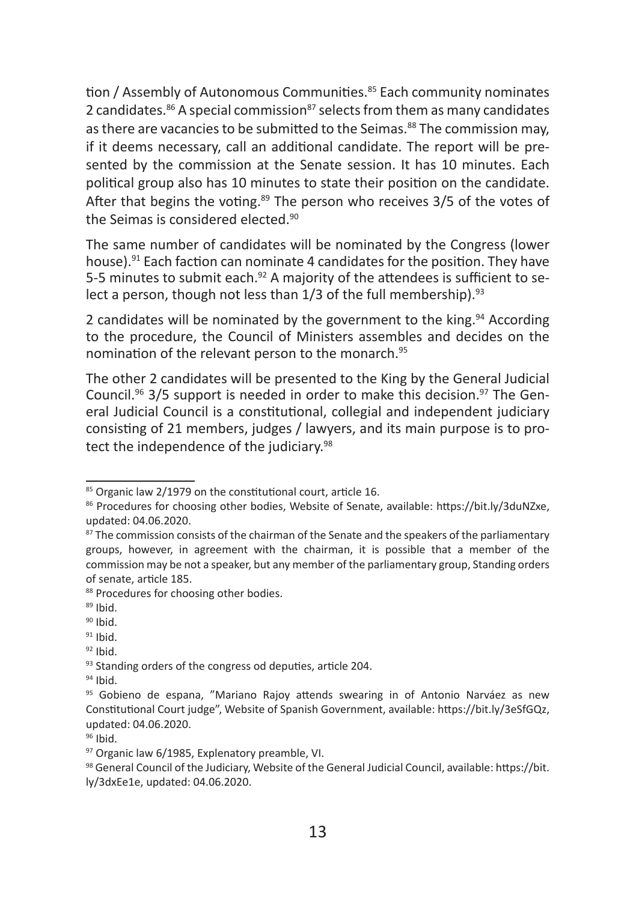tion / Assembly of Autonomous Communities.[85] Each community nominates 2 candidates.[86] A special commission[87] selects from them as many candidates as there are vacancies to be submitted to the Seimas.[88] The commission may, if it deems necessary, call an additional candidate. The report will be presented by the commission at the Senate session. It has 10 minutes. Each political group also has 10 minutes to state their position on the candidate. After that begins the voting.[89] The person who receives 3/5 of the votes of the Seimas is considered elected.[90]

The same number of candidates will be nominated by the Congress (lower house).[91] Each faction can nominate 4 candidates for the position. They have 5-5 minutes to submit each.[92] A majority of the attendees is sufficient to select a person, though not less than 1/3 of the full membership).[93]

2 candidates will be nominated by the government to the king.[94] According to the procedure, the Council of Ministers assembles and decides on the nomination of the relevant person to the monarch.[95]

The other 2 candidates will be presented to the King by the General Judicial Council.[96] 3/5 support is needed in order to make this decision.[97] The General Judicial Council is a constitutional, collegial and independent judiciary consisting of 21 members, judges / lawyers, and its main purpose is to protect the independence of the judiciary.[98]

---

[85] Organic law 2/1979 on the constitutional court, article 16.

[86] Procedures for choosing other bodies, Website of Senate, available: https://bit.ly/3duNZxe, updated: 04.06.2020.

[87] The commission consists of the chairman of the Senate and the speakers of the parliamentary groups, however, in agreement with the chairman, it is possible that a member of the commission may be not a speaker, but any member of the parliamentary group, Standing orders of senate, article 185.

[88] Procedures for choosing other bodies.

[89] Ibid.

[90] Ibid.

[91] Ibid.

[92] Ibid.

[93] Standing orders of the congress od deputies, article 204.

[94] Ibid.

[95] Gobieno de espana, "Mariano Rajoy attends swearing in of Antonio Narváez as new Constitutional Court judge", Website of Spanish Government, available: https://bit.ly/3eSfGQz, updated: 04.06.2020.

[96] Ibid.

[97] Organic law 6/1985, Explanatory preamble, VI.

[98] General Council of the Judiciary, Website of the General Judicial Council, available: https://bit.ly/3dxEe1e, updated: 04.06.2020.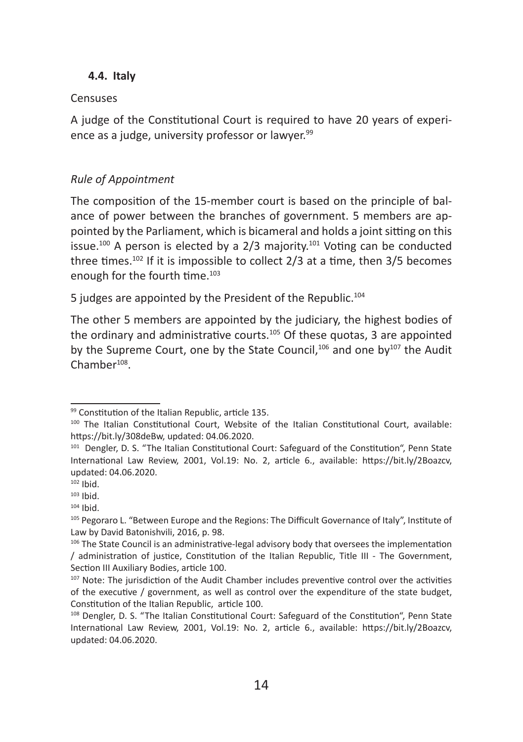### 4.4. Italy

Censuses

A judge of the Constitutional Court is required to have 20 years of experience as a judge, university professor or lawyer.[99]

*Rule of Appointment*

The composition of the 15-member court is based on the principle of balance of power between the branches of government. 5 members are appointed by the Parliament, which is bicameral and holds a joint sitting on this issue.[100] A person is elected by a 2/3 majority.[101] Voting can be conducted three times.[102] If it is impossible to collect 2/3 at a time, then 3/5 becomes enough for the fourth time.[103]

5 judges are appointed by the President of the Republic.[104]

The other 5 members are appointed by the judiciary, the highest bodies of the ordinary and administrative courts.[105] Of these quotas, 3 are appointed by the Supreme Court, one by the State Council,[106] and one by[107] the Audit Chamber[108].

---

[99] Constitution of the Italian Republic, article 135.

[100] The Italian Constitutional Court, Website of the Italian Constitutional Court, available: https://bit.ly/308deBw, updated: 04.06.2020.

[101] Dengler, D. S. "The Italian Constitutional Court: Safeguard of the Constitution", Penn State International Law Review, 2001, Vol.19: No. 2, article 6., available: https://bit.ly/2Boazcv, updated: 04.06.2020.

[102] Ibid.

[103] Ibid.

[104] Ibid.

[105] Pegoraro L. "Between Europe and the Regions: The Difficult Governance of Italy", Institute of Law by David Batonishvili, 2016, p. 98.

[106] The State Council is an administrative-legal advisory body that oversees the implementation / administration of justice, Constitution of the Italian Republic, Title III - The Government, Section III Auxiliary Bodies, article 100.

[107] Note: The jurisdiction of the Audit Chamber includes preventive control over the activities of the executive / government, as well as control over the expenditure of the state budget, Constitution of the Italian Republic, article 100.

[108] Dengler, D. S. "The Italian Constitutional Court: Safeguard of the Constitution", Penn State International Law Review, 2001, Vol.19: No. 2, article 6., available: https://bit.ly/2Boazcv, updated: 04.06.2020.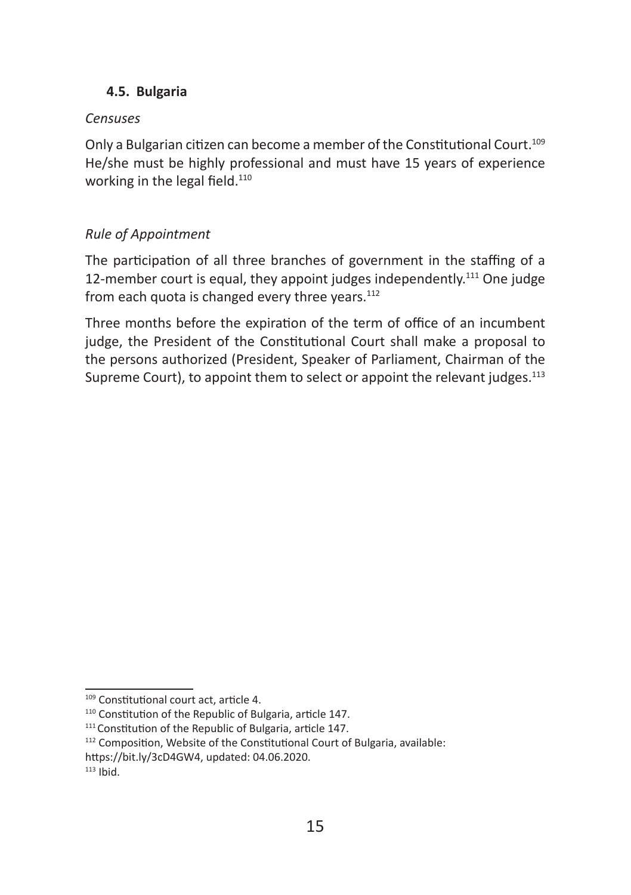### 4.5. Bulgaria

*Censuses*

Only a Bulgarian citizen can become a member of the Constitutional Court.[109] He/she must be highly professional and must have 15 years of experience working in the legal field.[110]

*Rule of Appointment*

The participation of all three branches of government in the staffing of a 12-member court is equal, they appoint judges independently.[111] One judge from each quota is changed every three years.[112]

Three months before the expiration of the term of office of an incumbent judge, the President of the Constitutional Court shall make a proposal to the persons authorized (President, Speaker of Parliament, Chairman of the Supreme Court), to appoint them to select or appoint the relevant judges.[113]

---

[109] Constitutional court act, article 4.

[110] Constitution of the Republic of Bulgaria, article 147.

[111] Constitution of the Republic of Bulgaria, article 147.

[112] Composition, Website of the Constitutional Court of Bulgaria, available: https://bit.ly/3cD4GW4, updated: 04.06.2020.

[113] Ibid.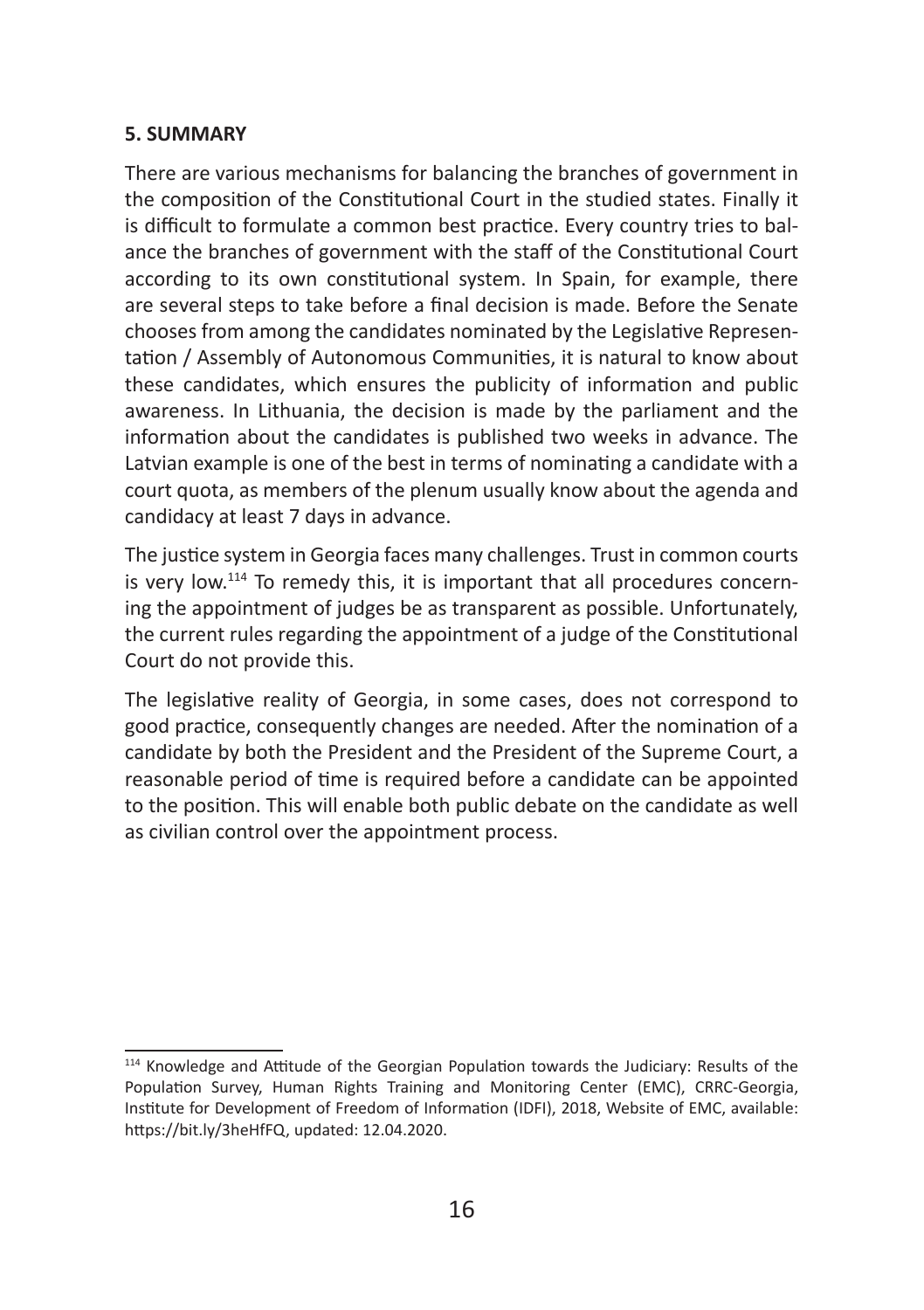## 5. SUMMARY

There are various mechanisms for balancing the branches of government in the composition of the Constitutional Court in the studied states. Finally it is difficult to formulate a common best practice. Every country tries to balance the branches of government with the staff of the Constitutional Court according to its own constitutional system. In Spain, for example, there are several steps to take before a final decision is made. Before the Senate chooses from among the candidates nominated by the Legislative Representation / Assembly of Autonomous Communities, it is natural to know about these candidates, which ensures the publicity of information and public awareness. In Lithuania, the decision is made by the parliament and the information about the candidates is published two weeks in advance. The Latvian example is one of the best in terms of nominating a candidate with a court quota, as members of the plenum usually know about the agenda and candidacy at least 7 days in advance.

The justice system in Georgia faces many challenges. Trust in common courts is very low.[114] To remedy this, it is important that all procedures concerning the appointment of judges be as transparent as possible. Unfortunately, the current rules regarding the appointment of a judge of the Constitutional Court do not provide this.

The legislative reality of Georgia, in some cases, does not correspond to good practice, consequently changes are needed. After the nomination of a candidate by both the President and the President of the Supreme Court, a reasonable period of time is required before a candidate can be appointed to the position. This will enable both public debate on the candidate as well as civilian control over the appointment process.

[114] Knowledge and Attitude of the Georgian Population towards the Judiciary: Results of the Population Survey, Human Rights Training and Monitoring Center (EMC), CRRC-Georgia, Institute for Development of Freedom of Information (IDFI), 2018, Website of EMC, available: https://bit.ly/3heHfFQ, updated: 12.04.2020.